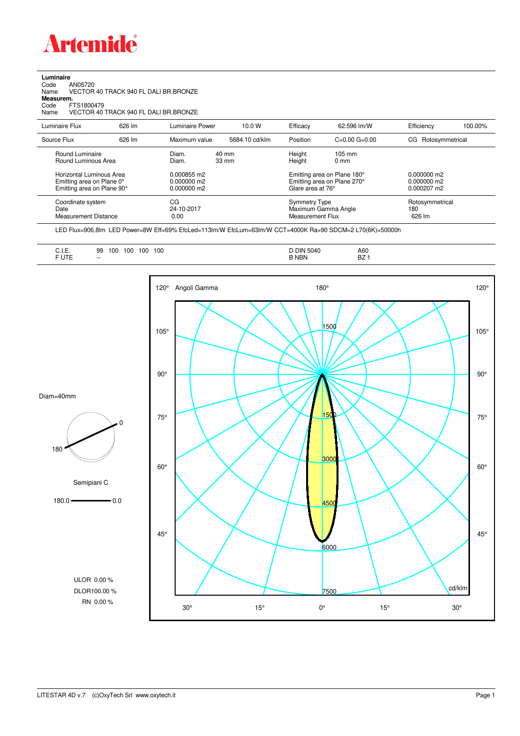# Artemide

**Luminaire**
Code AN05720
Name VECTOR 40 TRACK 940 FL DALI BR.BRONZE
**Measurem.**
Code FTS1800479
Name VECTOR 40 TRACK 940 FL DALI BR.BRONZE

| Luminaire Flux | 626 lm | Luminaire Power | 10.0 W | Efficacy | 62.596 lm/W | Efficiency | 100.00% |
|---|---|---|---|---|---|---|---|
| Source Flux | 626 lm | Maximum value | 5684.10 cd/klm | Position | C=0.00 G=0.00 | CG Rotosymmetrical | |

| | | | | |
|---|---|---|---|---|
| Round Luminaire | Diam. 40 mm | Height 105 mm | | |
| Round Luminous Area | Diam. 33 mm | Height 0 mm | | |
| Horizontal Luminous Area | 0.000855 m2 | Emitting area on Plane 180° | 0.000000 m2 | |
| Emitting area on Plane 0° | 0.000000 m2 | Emitting area on Plane 270° | 0.000000 m2 | |
| Emitting area on Plane 90° | 0.000000 m2 | Glare area at 76° | 0.000207 m2 | |

| | | | |
|---|---|---|---|
| Coordinate system | CG | Symmetry Type | Rotosymmetrical |
| Date | 24-10-2017 | Maximum Gamma Angle | 180 |
| Measurement Distance | 0.00 | Measurement Flux | 626 lm |

LED Flux=906,8lm LED Power=8W Eff=69% EfcLed=113lm/W EfcLum=63lm/W CCT=4000K Ra=90 SDCM=2 L70(6K)=50000h

| | | | |
|---|---|---|---|
| C.I.E. | 99 100 100 100 100 | D DIN 5040 | A60 |
| F UTE | -- | B NBN | BZ 1 |

Diam=40mm

Semipiani C

180.0 — 0.0

ULOR 0.00 %
DLOR100.00 %
RN 0.00 %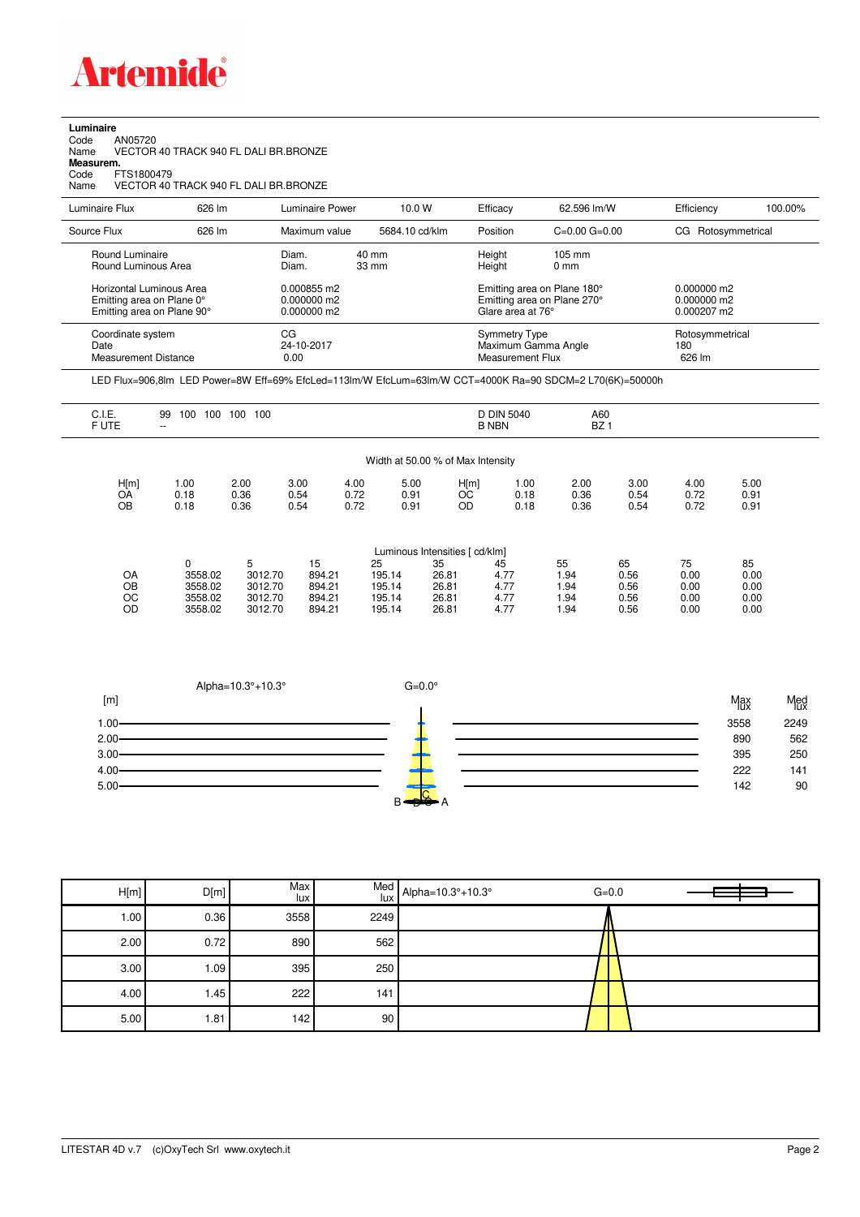**Artemide**

**Luminaire**
Code AN05720
Name VECTOR 40 TRACK 940 FL DALI BR.BRONZE
**Measurem.**
Code FTS1800479
Name VECTOR 40 TRACK 940 FL DALI BR.BRONZE

| | | | | | | | |
|---|---|---|---|---|---|---|---|
| Luminaire Flux | 626 lm | Luminaire Power | 10.0 W | Efficacy | 62.596 lm/W | Efficiency | 100.00% |
| Source Flux | 626 lm | Maximum value | 5684.10 cd/klm | Position | C=0.00 G=0.00 | CG | Rotosymmetrical |

| | | | | | |
|---|---|---|---|---|---|
| Round Luminaire | Diam. | 40 mm | Height | 105 mm | |
| Round Luminous Area | Diam. | 33 mm | Height | 0 mm | |
| Horizontal Luminous Area | 0.000855 m2 | | Emitting area on Plane 180° | | 0.000000 m2 |
| Emitting area on Plane 0° | 0.000000 m2 | | Emitting area on Plane 270° | | 0.000000 m2 |
| Emitting area on Plane 90° | 0.000000 m2 | | Glare area at 76° | | 0.000207 m2 |

| | | | |
|---|---|---|---|
| Coordinate system | CG | Symmetry Type | Rotosymmetrical |
| Date | 24-10-2017 | Maximum Gamma Angle | 180 |
| Measurement Distance | 0.00 | Measurement Flux | 626 lm |

LED Flux=906,8lm LED Power=8W Eff=69% EfcLed=113lm/W EfcLum=63lm/W CCT=4000K Ra=90 SDCM=2 L70(6K)=50000h

| | | | |
|---|---|---|---|
| C.I.E. | 99 100 100 100 100 | D DIN 5040 | A60 |
| F UTE | -- | B NBN | BZ 1 |

Width at 50.00 % of Max Intensity

| H[m] | 1.00 | 2.00 | 3.00 | 4.00 | 5.00 | H[m] | 1.00 | 2.00 | 3.00 | 4.00 | 5.00 |
|---|---|---|---|---|---|---|---|---|---|---|---|
| OA | 0.18 | 0.36 | 0.54 | 0.72 | 0.91 | OC | 0.18 | 0.36 | 0.54 | 0.72 | 0.91 |
| OB | 0.18 | 0.36 | 0.54 | 0.72 | 0.91 | OD | 0.18 | 0.36 | 0.54 | 0.72 | 0.91 |

Luminous Intensities [ cd/klm]

| | 0 | 5 | 15 | 25 | 35 | 45 | 55 | 65 | 75 | 85 |
|---|---|---|---|---|---|---|---|---|---|---|
| OA | 3558.02 | 3012.70 | 894.21 | 195.14 | 26.81 | 4.77 | 1.94 | 0.56 | 0.00 | 0.00 |
| OB | 3558.02 | 3012.70 | 894.21 | 195.14 | 26.81 | 4.77 | 1.94 | 0.56 | 0.00 | 0.00 |
| OC | 3558.02 | 3012.70 | 894.21 | 195.14 | 26.81 | 4.77 | 1.94 | 0.56 | 0.00 | 0.00 |
| OD | 3558.02 | 3012.70 | 894.21 | 195.14 | 26.81 | 4.77 | 1.94 | 0.56 | 0.00 | 0.00 |

Alpha=10.3°+10.3°
G=0.0°
[m]
Max lux
Med lux
1.00 3558 2249
2.00 890 562
3.00 395 250
4.00 222 141
5.00 142 90
B D C A

| H[m] | D[m] | Max lux | Med lux | Alpha=10.3°+10.3° G=0.0 |
|---|---|---|---|---|
| 1.00 | 0.36 | 3558 | 2249 | |
| 2.00 | 0.72 | 890 | 562 | |
| 3.00 | 1.09 | 395 | 250 | |
| 4.00 | 1.45 | 222 | 141 | |
| 5.00 | 1.81 | 142 | 90 | |

LITESTAR 4D v.7 (c)OxyTech Srl www.oxytech.it